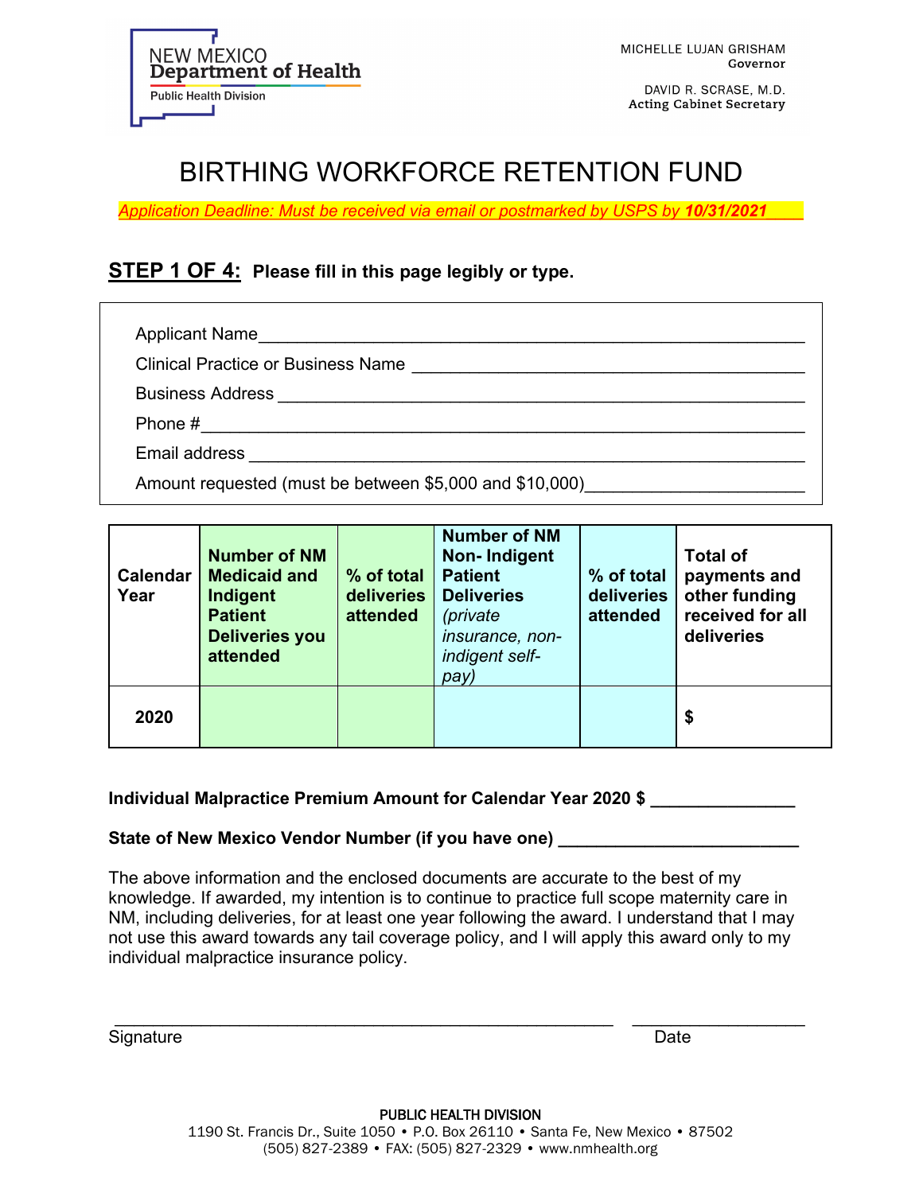NEW MEXICO
**Department of Health**
Public Health Division

MICHELLE LUJAN GRISHAM
Governor

DAVID R. SCRASE, M.D.
Acting Cabinet Secretary

# BIRTHING WORKFORCE RETENTION FUND

*Application Deadline: Must be received via email or postmarked by USPS by **10/31/2021***

## STEP 1 OF 4: Please fill in this page legibly or type.

Applicant Name_______________________________________________

Clinical Practice or Business Name _______________________________

Business Address ______________________________________________

Phone #_______________________________________________________

Email address _________________________________________________

Amount requested (must be between $5,000 and $10,000)______________

| Calendar Year | Number of NM Medicaid and Indigent Patient Deliveries you attended | % of total deliveries attended | Number of NM Non- Indigent Patient Deliveries *(private insurance, non-indigent self-pay)* | % of total deliveries attended | Total of payments and other funding received for all deliveries |
|---|---|---|---|---|---|
| 2020 | | | | | $ |

**Individual Malpractice Premium Amount for Calendar Year 2020 $ ______________**

**State of New Mexico Vendor Number (if you have one) ________________________**

The above information and the enclosed documents are accurate to the best of my knowledge. If awarded, my intention is to continue to practice full scope maternity care in NM, including deliveries, for at least one year following the award. I understand that I may not use this award towards any tail coverage policy, and I will apply this award only to my individual malpractice insurance policy.

_________________________________________________ __________________

Signature Date

PUBLIC HEALTH DIVISION
1190 St. Francis Dr., Suite 1050 • P.O. Box 26110 • Santa Fe, New Mexico • 87502
(505) 827-2389 • FAX: (505) 827-2329 • www.nmhealth.org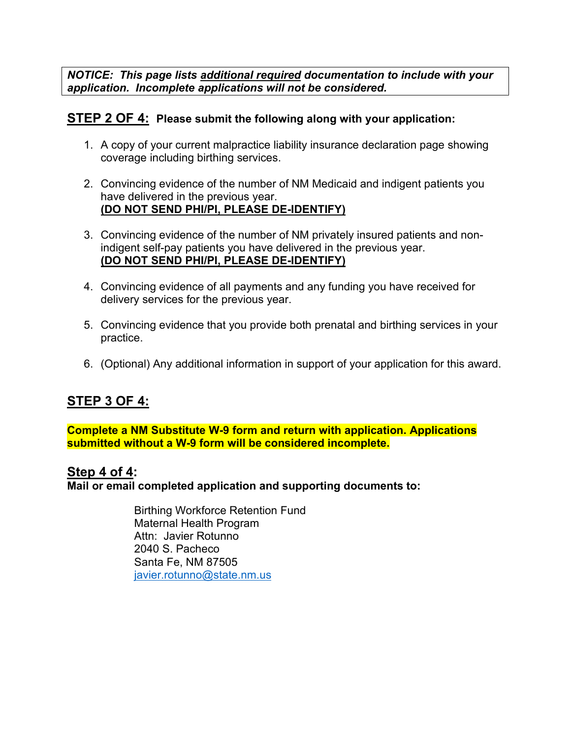***NOTICE: This page lists additional required documentation to include with your application. Incomplete applications will not be considered.***

## STEP 2 OF 4: Please submit the following along with your application:

1. A copy of your current malpractice liability insurance declaration page showing coverage including birthing services.

2. Convincing evidence of the number of NM Medicaid and indigent patients you have delivered in the previous year.
   **(DO NOT SEND PHI/PI, PLEASE DE-IDENTIFY)**

3. Convincing evidence of the number of NM privately insured patients and non-indigent self-pay patients you have delivered in the previous year.
   **(DO NOT SEND PHI/PI, PLEASE DE-IDENTIFY)**

4. Convincing evidence of all payments and any funding you have received for delivery services for the previous year.

5. Convincing evidence that you provide both prenatal and birthing services in your practice.

6. (Optional) Any additional information in support of your application for this award.

## STEP 3 OF 4:

**Complete a NM Substitute W-9 form and return with application. Applications submitted without a W-9 form will be considered incomplete.**

## Step 4 of 4:

**Mail or email completed application and supporting documents to:**

Birthing Workforce Retention Fund
Maternal Health Program
Attn: Javier Rotunno
2040 S. Pacheco
Santa Fe, NM 87505
javier.rotunno@state.nm.us